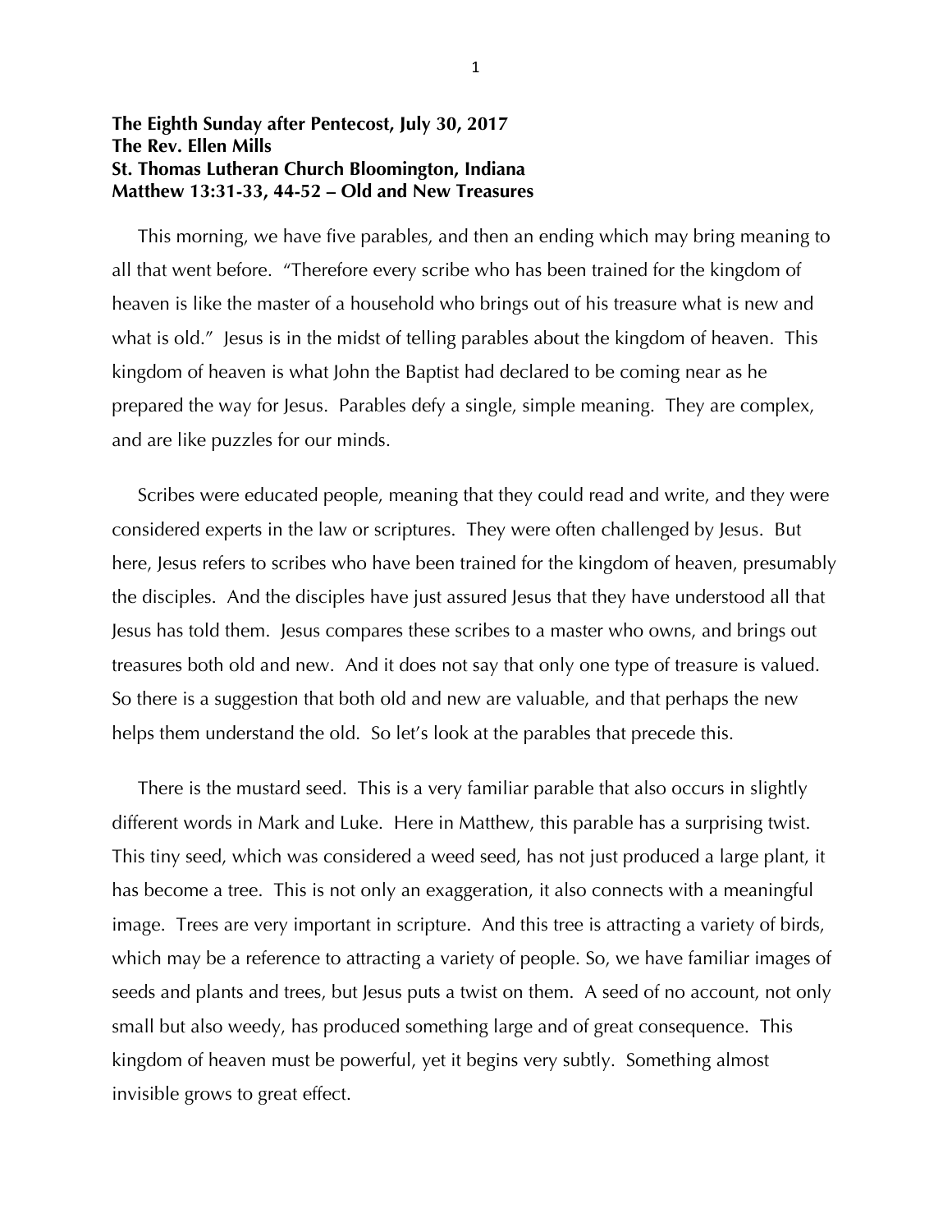**The Eighth Sunday after Pentecost, July 30, 2017**
**The Rev. Ellen Mills**
**St. Thomas Lutheran Church Bloomington, Indiana**
**Matthew 13:31-33, 44-52 – Old and New Treasures**

This morning, we have five parables, and then an ending which may bring meaning to all that went before. "Therefore every scribe who has been trained for the kingdom of heaven is like the master of a household who brings out of his treasure what is new and what is old." Jesus is in the midst of telling parables about the kingdom of heaven. This kingdom of heaven is what John the Baptist had declared to be coming near as he prepared the way for Jesus. Parables defy a single, simple meaning. They are complex, and are like puzzles for our minds.

Scribes were educated people, meaning that they could read and write, and they were considered experts in the law or scriptures. They were often challenged by Jesus. But here, Jesus refers to scribes who have been trained for the kingdom of heaven, presumably the disciples. And the disciples have just assured Jesus that they have understood all that Jesus has told them. Jesus compares these scribes to a master who owns, and brings out treasures both old and new. And it does not say that only one type of treasure is valued. So there is a suggestion that both old and new are valuable, and that perhaps the new helps them understand the old. So let's look at the parables that precede this.

There is the mustard seed. This is a very familiar parable that also occurs in slightly different words in Mark and Luke. Here in Matthew, this parable has a surprising twist. This tiny seed, which was considered a weed seed, has not just produced a large plant, it has become a tree. This is not only an exaggeration, it also connects with a meaningful image. Trees are very important in scripture. And this tree is attracting a variety of birds, which may be a reference to attracting a variety of people. So, we have familiar images of seeds and plants and trees, but Jesus puts a twist on them. A seed of no account, not only small but also weedy, has produced something large and of great consequence. This kingdom of heaven must be powerful, yet it begins very subtly. Something almost invisible grows to great effect.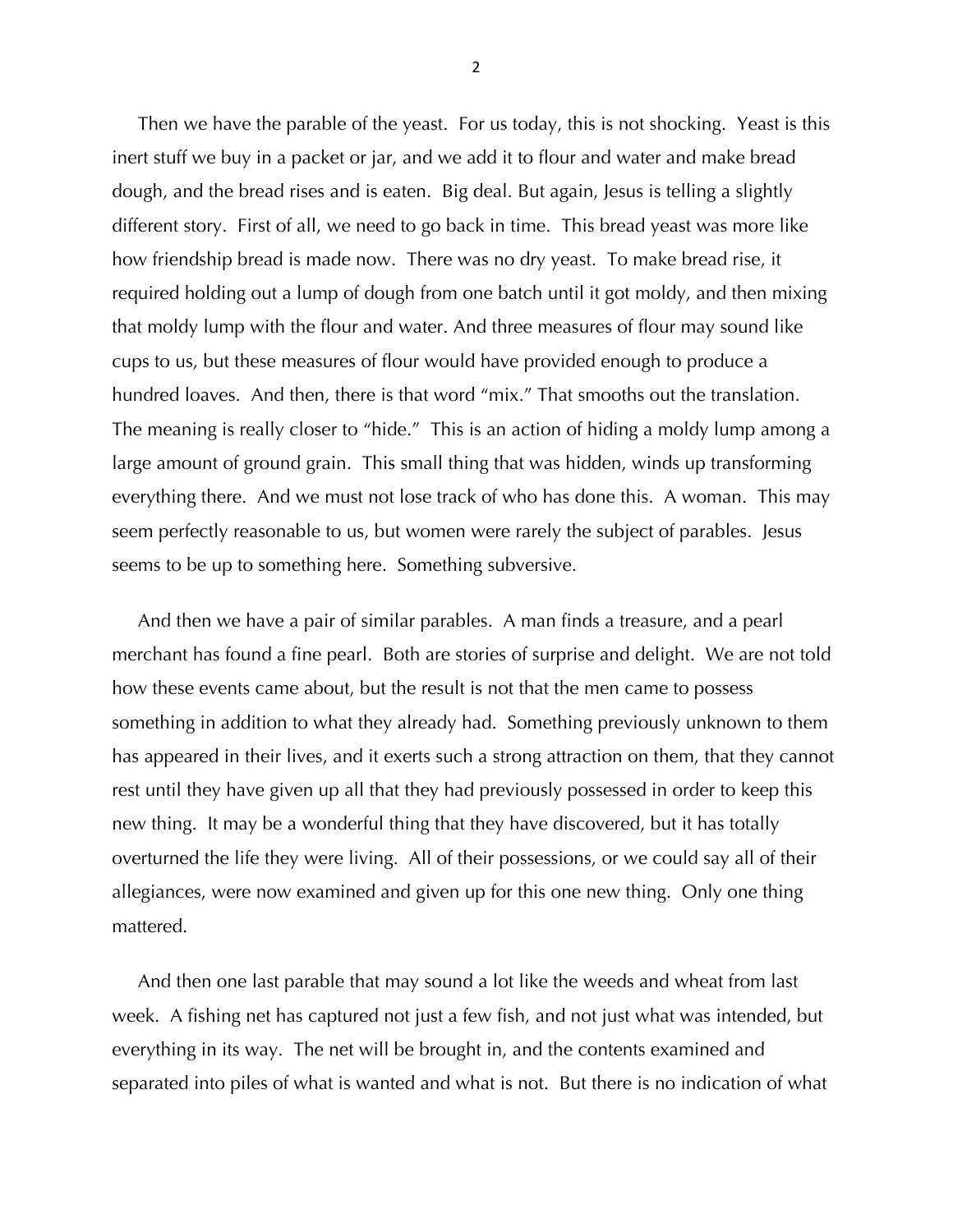Then we have the parable of the yeast. For us today, this is not shocking. Yeast is this inert stuff we buy in a packet or jar, and we add it to flour and water and make bread dough, and the bread rises and is eaten. Big deal. But again, Jesus is telling a slightly different story. First of all, we need to go back in time. This bread yeast was more like how friendship bread is made now. There was no dry yeast. To make bread rise, it required holding out a lump of dough from one batch until it got moldy, and then mixing that moldy lump with the flour and water. And three measures of flour may sound like cups to us, but these measures of flour would have provided enough to produce a hundred loaves. And then, there is that word "mix." That smooths out the translation. The meaning is really closer to "hide." This is an action of hiding a moldy lump among a large amount of ground grain. This small thing that was hidden, winds up transforming everything there. And we must not lose track of who has done this. A woman. This may seem perfectly reasonable to us, but women were rarely the subject of parables. Jesus seems to be up to something here. Something subversive.

And then we have a pair of similar parables. A man finds a treasure, and a pearl merchant has found a fine pearl. Both are stories of surprise and delight. We are not told how these events came about, but the result is not that the men came to possess something in addition to what they already had. Something previously unknown to them has appeared in their lives, and it exerts such a strong attraction on them, that they cannot rest until they have given up all that they had previously possessed in order to keep this new thing. It may be a wonderful thing that they have discovered, but it has totally overturned the life they were living. All of their possessions, or we could say all of their allegiances, were now examined and given up for this one new thing. Only one thing mattered.

And then one last parable that may sound a lot like the weeds and wheat from last week. A fishing net has captured not just a few fish, and not just what was intended, but everything in its way. The net will be brought in, and the contents examined and separated into piles of what is wanted and what is not. But there is no indication of what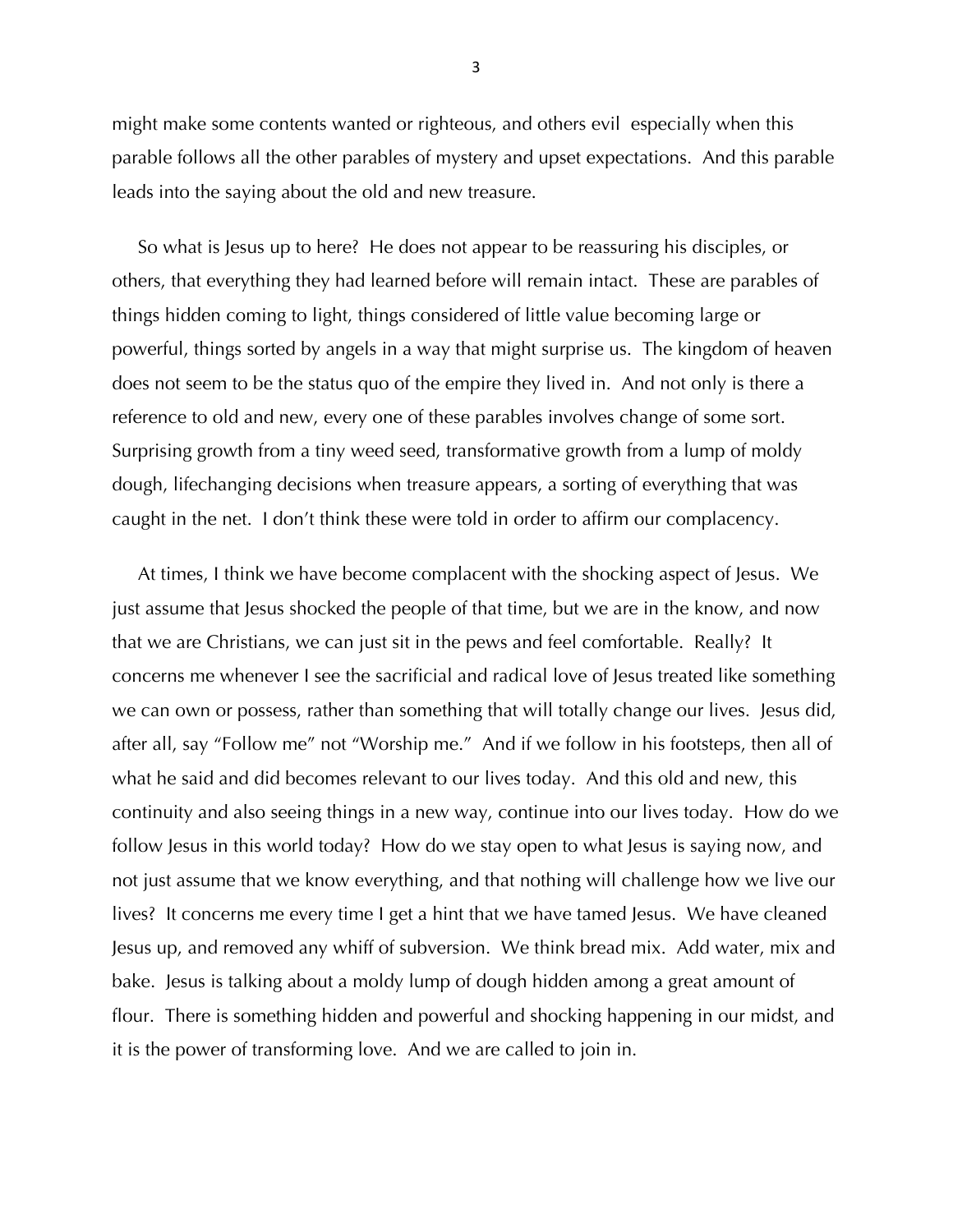might make some contents wanted or righteous, and others evil  especially when this parable follows all the other parables of mystery and upset expectations.  And this parable leads into the saying about the old and new treasure.

So what is Jesus up to here?  He does not appear to be reassuring his disciples, or others, that everything they had learned before will remain intact.  These are parables of things hidden coming to light, things considered of little value becoming large or powerful, things sorted by angels in a way that might surprise us.  The kingdom of heaven does not seem to be the status quo of the empire they lived in.  And not only is there a reference to old and new, every one of these parables involves change of some sort.  Surprising growth from a tiny weed seed, transformative growth from a lump of moldy dough, lifechanging decisions when treasure appears, a sorting of everything that was caught in the net.  I don't think these were told in order to affirm our complacency.

At times, I think we have become complacent with the shocking aspect of Jesus.  We just assume that Jesus shocked the people of that time, but we are in the know, and now that we are Christians, we can just sit in the pews and feel comfortable.  Really?  It concerns me whenever I see the sacrificial and radical love of Jesus treated like something we can own or possess, rather than something that will totally change our lives.  Jesus did, after all, say "Follow me" not "Worship me."  And if we follow in his footsteps, then all of what he said and did becomes relevant to our lives today.  And this old and new, this continuity and also seeing things in a new way, continue into our lives today.  How do we follow Jesus in this world today?  How do we stay open to what Jesus is saying now, and not just assume that we know everything, and that nothing will challenge how we live our lives?  It concerns me every time I get a hint that we have tamed Jesus.  We have cleaned Jesus up, and removed any whiff of subversion.  We think bread mix.  Add water, mix and bake.  Jesus is talking about a moldy lump of dough hidden among a great amount of flour.  There is something hidden and powerful and shocking happening in our midst, and it is the power of transforming love.  And we are called to join in.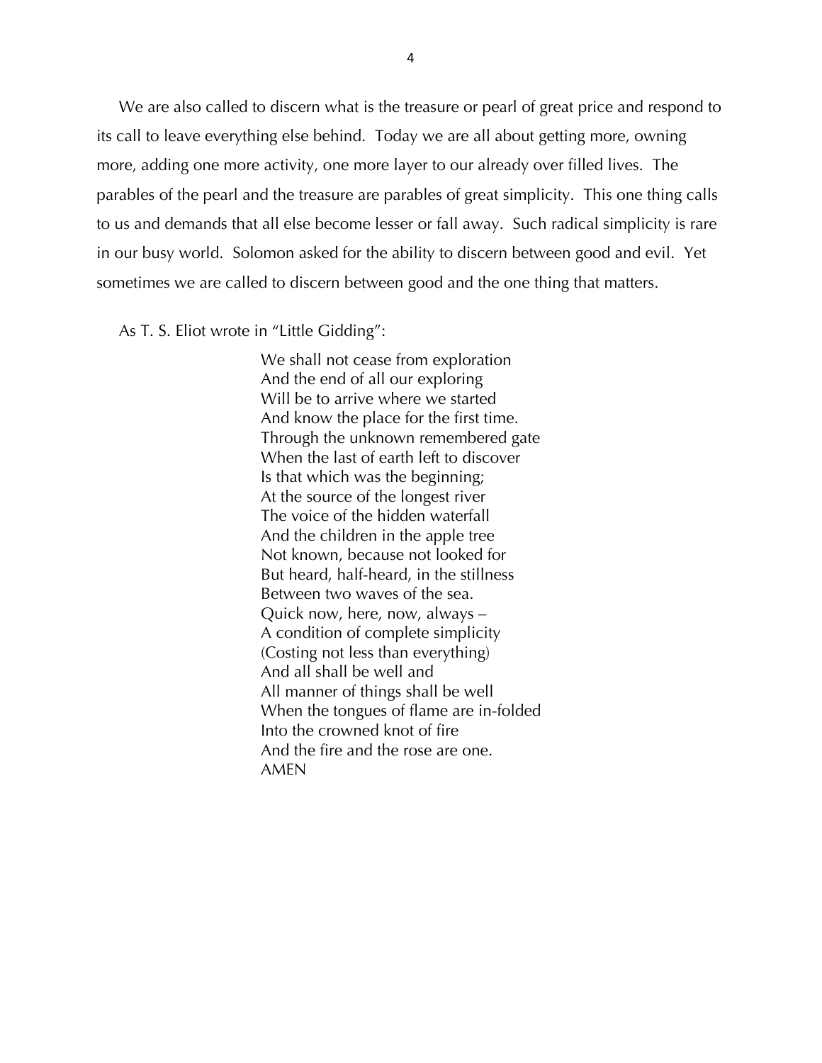We are also called to discern what is the treasure or pearl of great price and respond to its call to leave everything else behind. Today we are all about getting more, owning more, adding one more activity, one more layer to our already over filled lives. The parables of the pearl and the treasure are parables of great simplicity. This one thing calls to us and demands that all else become lesser or fall away. Such radical simplicity is rare in our busy world. Solomon asked for the ability to discern between good and evil. Yet sometimes we are called to discern between good and the one thing that matters.

As T. S. Eliot wrote in "Little Gidding":

> We shall not cease from exploration  
> And the end of all our exploring  
> Will be to arrive where we started  
> And know the place for the first time.  
> Through the unknown remembered gate  
> When the last of earth left to discover  
> Is that which was the beginning;  
> At the source of the longest river  
> The voice of the hidden waterfall  
> And the children in the apple tree  
> Not known, because not looked for  
> But heard, half-heard, in the stillness  
> Between two waves of the sea.  
> Quick now, here, now, always –  
> A condition of complete simplicity  
> (Costing not less than everything)  
> And all shall be well and  
> All manner of things shall be well  
> When the tongues of flame are in-folded  
> Into the crowned knot of fire  
> And the fire and the rose are one.  
> AMEN